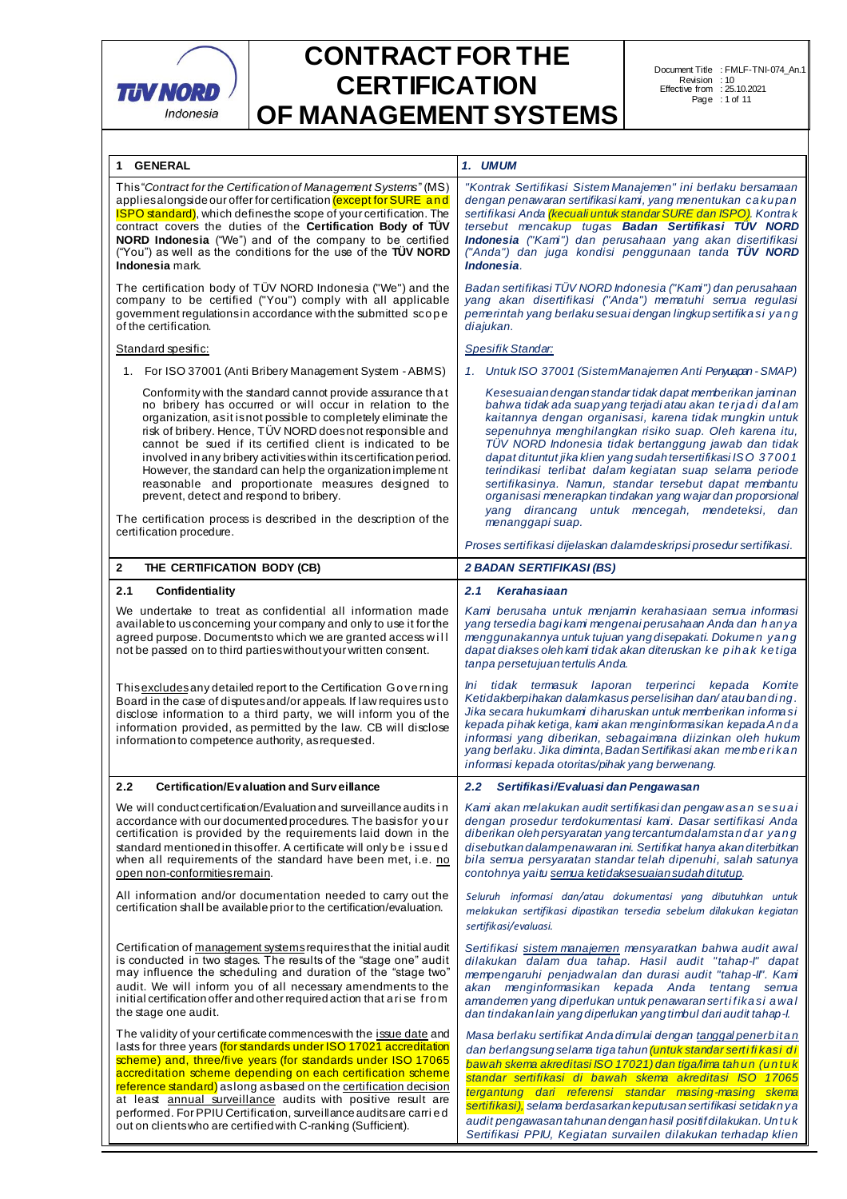# CONTRACT FOR THE CERTIFICATION OF MANAGEMENT SYSTEMS

TÜV NORD Indonesia

Document Title : FMLF-TNI-074_An.1
Revision : 10
Effective from : 25.10.2021

| **1 GENERAL** | ***1. UMUM*** |
|---|---|
| This "*Contract for the Certification of Management Systems*" (MS) applies alongside our offer for certification (except for SURE and ISPO standard), which defines the scope of your certification. The contract covers the duties of the **Certification Body of TÜV NORD Indonesia** ("We") and of the company to be certified ("You") as well as the conditions for the use of the **TÜV NORD Indonesia** mark. | *"Kontrak Sertifikasi Sistem Manajemen" ini berlaku bersamaan dengan penawaran sertifikasi kami, yang menentukan cakupan sertifikasi Anda (kecuali untuk standar SURE dan ISPO). Kontrak tersebut mencakup tugas* ***Badan Sertifikasi TÜV NORD Indonesia*** *("Kami") dan perusahaan yang akan disertifikasi ("Anda") dan juga kondisi penggunaan tanda* ***TÜV NORD Indonesia****.* |
| The certification body of TÜV NORD Indonesia ("We") and the company to be certified ("You") comply with all applicable government regulations in accordance with the submitted scope of the certification. | *Badan sertifikasi TÜV NORD Indonesia ("Kami") dan perusahaan yang akan disertifikasi ("Anda") mematuhi semua regulasi pemerintah yang berlaku sesuai dengan lingkup sertifikasi yang diajukan.* |
| Standard spesific: | *Spesifik Standar:* |
| 1. For ISO 37001 (Anti Bribery Management System - ABMS) | *1. Untuk ISO 37001 (Sistem Manajemen Anti Penyuapan - SMAP)* |
| Conformity with the standard cannot provide assurance that no bribery has occurred or will occur in relation to the organization, as it is not possible to completely eliminate the risk of bribery. Hence, TÜV NORD does not responsible and cannot be sued if its certified client is indicated to be involved in any bribery activities within its certification period. However, the standard can help the organization implement reasonable and proportionate measures designed to prevent, detect and respond to bribery. | *Kesesuaian dengan standar tidak dapat memberikan jaminan bahwa tidak ada suap yang terjadi atau akan terjadi dalam kaitannya dengan organisasi, karena tidak mungkin untuk sepenuhnya menghilangkan risiko suap. Oleh karena itu, TÜV NORD Indonesia tidak bertanggung jawab dan tidak dapat dituntut jika klien yang sudah tersertifikasi ISO 37001 terindikasi terlibat dalam kegiatan suap selama periode sertifikasinya. Namun, standar tersebut dapat membantu organisasi menerapkan tindakan yang wajar dan proporsional yang dirancang untuk mencegah, mendeteksi, dan menanggapi suap.* |
| The certification process is described in the description of the certification procedure. | *Proses sertifikasi dijelaskan dalam deskripsi prosedur sertifikasi.* |
| **2 THE CERTIFICATION BODY (CB)** | ***2 BADAN SERTIFIKASI (BS)*** |
| **2.1 Confidentiality** | ***2.1 Kerahasiaan*** |
| We undertake to treat as confidential all information made available to us concerning your company and only to use it for the agreed purpose. Documents to which we are granted access will not be passed on to third parties without your written consent. | *Kami berusaha untuk menjamin kerahasiaan semua informasi yang tersedia bagi kami mengenai perusahaan Anda dan hanya menggunakannya untuk tujuan yang disepakati. Dokumen yang dapat diakses oleh kami tidak akan diteruskan ke pihak ketiga tanpa persetujuan tertulis Anda.* |
| This excludes any detailed report to the Certification Governing Board in the case of disputes and/or appeals. If law requires us to disclose information to a third party, we will inform you of the information provided, as permitted by the law. CB will disclose information to competence authority, as requested. | *Ini tidak termasuk laporan terperinci kepada Komite Ketidakberpihakan dalam kasus perselisihan dan/ atau banding. Jika secara hukum kami diharuskan untuk memberikan informasi kepada pihak ketiga, kami akan menginformasikan kepada Anda informasi yang diberikan, sebagaimana diizinkan oleh hukum yang berlaku. Jika diminta, Badan Sertifikasi akan memberikan informasi kepada otoritas/pihak yang berwenang.* |
| **2.2 Certification/Evaluation and Surveillance** | ***2.2 Sertifikasi/Evaluasi dan Pengawasan*** |
| We will conduct certification/Evaluation and surveillance audits in accordance with our documented procedures. The basis for your certification is provided by the requirements laid down in the standard mentioned in this offer. A certificate will only be issued when all requirements of the standard have been met, i.e. no open non-conformities remain. | *Kami akan melakukan audit sertifikasi dan pengawasan sesuai dengan prosedur terdokumentasi kami. Dasar sertifikasi Anda diberikan oleh persyaratan yang tercantum dalam standar yang disebutkan dalam penawaran ini. Sertifikat hanya akan diterbitkan bila semua persyaratan standar telah dipenuhi, salah satunya contohnya yaitu semua ketidaksesuaian sudah ditutup.* |
| All information and/or documentation needed to carry out the certification shall be available prior to the certification/evaluation. | *Seluruh informasi dan/atau dokumentasi yang dibutuhkan untuk melakukan sertifikasi dipastikan tersedia sebelum dilakukan kegiatan sertifikasi/evaluasi.* |
| Certification of management systems requires that the initial audit is conducted in two stages. The results of the "stage one" audit may influence the scheduling and duration of the "stage two" audit. We will inform you of all necessary amendments to the initial certification offer and other required action that arise from the stage one audit. | *Sertifikasi sistem manajemen mensyaratkan bahwa audit awal dilakukan dalam dua tahap. Hasil audit "tahap-I" dapat mempengaruhi penjadwalan dan durasi audit "tahap-II". Kami akan menginformasikan kepada Anda tentang semua amandemen yang diperlukan untuk penawaran sertifikasi awal dan tindakan lain yang diperlukan yang timbul dari audit tahap-I.* |
| The validity of your certificate commences with the issue date and lasts for three years (for standards under ISO 17021 accreditation scheme) and, three/five years (for standards under ISO 17065 accreditation scheme depending on each certification scheme reference standard) as long as based on the certification decision at least annual surveillance audits with positive result are performed. For PPIU Certification, surveillance audits are carried out on clients who are certified with C-ranking (Sufficient). | *Masa berlaku sertifikat Anda dimulai dengan tanggal penerbitan dan berlangsung selama tiga tahun (untuk standar sertifikasi di bawah skema akreditasi ISO 17021) dan tiga/lima tahun (untuk standar sertifikasi di bawah skema akreditasi ISO 17065 tergantung dari referensi standar masing-masing skema sertifikasi), selama berdasarkan keputusan sertifikasi setidaknya audit pengawasan tahunan dengan hasil positif dilakukan. Untuk Sertifikasi PPIU, Kegiatan survailen dilakukan terhadap klien* |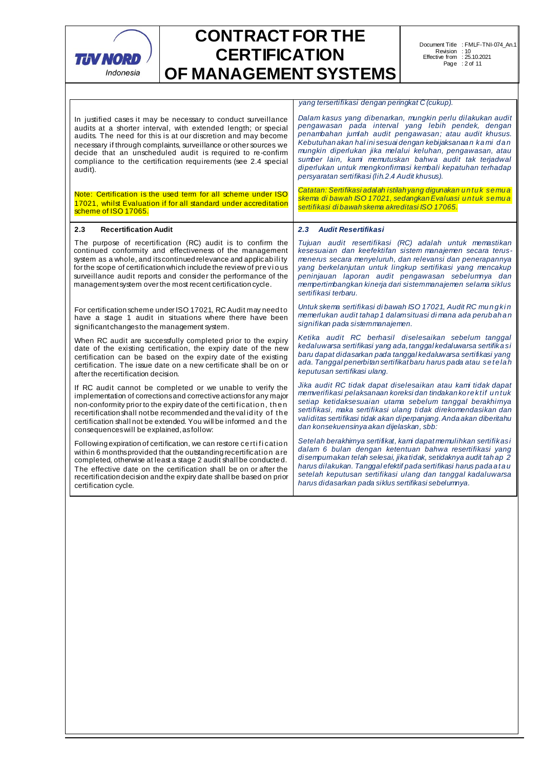| | |
|---|---|
| | *yang tersertifikasi dengan peringkat C (cukup).* |
| In justified cases it may be necessary to conduct surveillance audits at a shorter interval, with extended length; or special audits. The need for this is at our discretion and may become necessary if through complaints, surveillance or other sources we decide that an unscheduled audit is required to re-confirm compliance to the certification requirements (see 2.4 special audit). | *Dalam kasus yang dibenarkan, mungkin perlu dilakukan audit pengawasan pada interval yang lebih pendek, dengan penambahan jumlah audit pengawasan; atau audit khusus. Kebutuhan akan hal ini sesuai dengan kebijaksanaan kami dan mungkin diperlukan jika melalui keluhan, pengawasan, atau sumber lain, kami memutuskan bahwa audit tak terjadwal diperlukan untuk mengkonfirmasi kembali kepatuhan terhadap persyaratan sertifikasi (lih.2.4 Audit khusus).* |
| Note: Certification is the used term for all scheme under ISO 17021, whilst Evaluation if for all standard under accreditation scheme of ISO 17065. | *Catatan: Sertifikasi adalah istilah yang digunakan untuk semua skema di bawah ISO 17021, sedangkan Evaluasi untuk semua sertifikasi di bawah skema akreditasi ISO 17065.* |
| **2.3 Recertification Audit** | ***2.3 Audit Resertifikasi*** |
| The purpose of recertification (RC) audit is to confirm the continued conformity and effectiveness of the management system as a whole, and its continued relevance and applicability for the scope of certification which include the review of previous surveillance audit reports and consider the performance of the management system over the most recent certification cycle. | *Tujuan audit resertifikasi (RC) adalah untuk memastikan kesesuaian dan keefektifan sistem manajemen secara terus-menerus secara menyeluruh, dan relevansi dan penerapannya yang berkelanjutan untuk lingkup sertifikasi yang mencakup peninjauan laporan audit pengawasan sebelumnya dan mempertimbangkan kinerja dari sistem manajemen selama siklus sertifikasi terbaru.* |
| For certification scheme under ISO 17021, RC Audit may need to have a stage 1 audit in situations where there have been significant changes to the management system. | *Untuk skema sertifikasi di bawah ISO 17021, Audit RC mungkin memerlukan audit tahap 1 dalam situasi di mana ada perubahan signifikan pada sistem manajemen.* |
| When RC audit are successfully completed prior to the expiry date of the existing certification, the expiry date of the new certification can be based on the expiry date of the existing certification. The issue date on a new certificate shall be on or after the recertification decision. | *Ketika audit RC berhasil diselesaikan sebelum tanggal kedaluwarsa sertifikasi yang ada, tanggal kedaluwarsa sertifikasi baru dapat didasarkan pada tanggal kedaluwarsa sertifikasi yang ada. Tanggal penerbitan sertifikat baru harus pada atau setelah keputusan sertifikasi ulang.* |
| If RC audit cannot be completed or we unable to verify the implementation of corrections and corrective actions for any major non-conformity prior to the expiry date of the certification, then recertification shall not be recommended and the validity of the certification shall not be extended. You will be informed and the consequences will be explained, as follow: | *Jika audit RC tidak dapat diselesaikan atau kami tidak dapat memverifikasi pelaksanaan koreksi dan tindakan korektif untuk setiap ketidaksesuaian utama sebelum tanggal berakhirnya sertifikasi, maka sertifikasi ulang tidak direkomendasikan dan validitas sertifikasi tidak akan diperpanjang. Anda akan diberitahu dan konsekuensinya akan dijelaskan, sbb:* |
| Following expiration of certification, we can restore certification within 6 months provided that the outstanding recertification are completed, otherwise at least a stage 2 audit shall be conducted. The effective date on the certification shall be on or after the recertification decision and the expiry date shall be based on prior certification cycle. | *Setelah berakhirnya sertifikat, kami dapat memulihkan sertifikasi dalam 6 bulan dengan ketentuan bahwa resertifikasi yang disempurnakan telah selesai, jika tidak, setidaknya audit tahap 2 harus dilakukan. Tanggal efektif pada sertifikasi harus pada atau setelah keputusan sertifikasi ulang dan tanggal kadaluwarsa harus didasarkan pada siklus sertifikasi sebelumnya.* |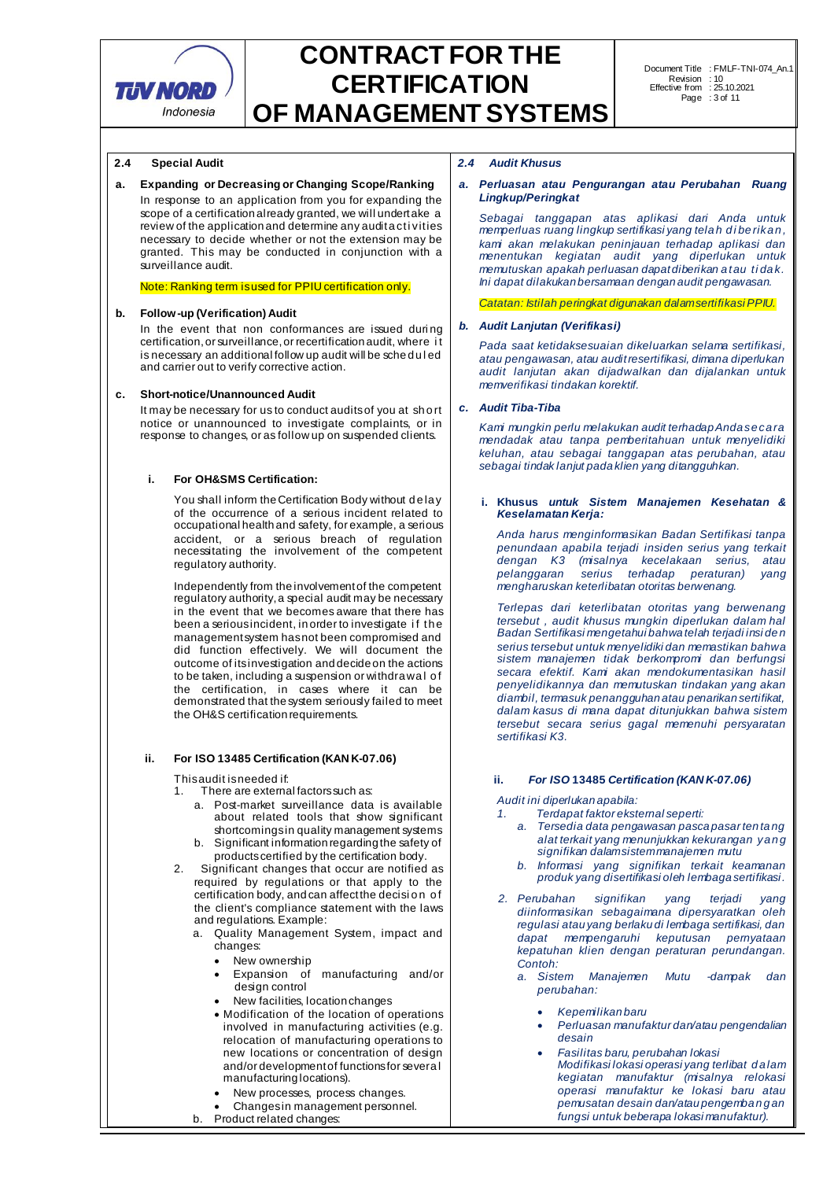### 2.4 Special Audit

**a. Expanding or Decreasing or Changing Scope/Ranking**

In response to an application from you for expanding the scope of a certification already granted, we will undertake a review of the application and determine any audit activities necessary to decide whether or not the extension may be granted. This may be conducted in conjunction with a surveillance audit.

Note: Ranking term is used for PPIU certification only.

**b. Follow-up (Verification) Audit**

In the event that non conformances are issued during certification, or surveillance, or recertification audit, where it is necessary an additional follow up audit will be scheduled and carrier out to verify corrective action.

**c. Short-notice/Unannounced Audit**

It may be necessary for us to conduct audits of you at short notice or unannounced to investigate complaints, or in response to changes, or as follow up on suspended clients.

**i. For OH&SMS Certification:**

You shall inform the Certification Body without delay of the occurrence of a serious incident related to occupational health and safety, for example, a serious accident, or a serious breach of regulation necessitating the involvement of the competent regulatory authority.

Independently from the involvement of the competent regulatory authority, a special audit may be necessary in the event that we becomes aware that there has been a serious incident, in order to investigate if the management system has not been compromised and did function effectively. We will document the outcome of its investigation and decide on the actions to be taken, including a suspension or withdrawal of the certification, in cases where it can be demonstrated that the system seriously failed to meet the OH&S certification requirements.

**ii. For ISO 13485 Certification (KAN K-07.06)**

This audit is needed if:

1. There are external factors such as:
   a. Post-market surveillance data is available about related tools that show significant shortcomings in quality management systems
   b. Significant information regarding the safety of products certified by the certification body.
2. Significant changes that occur are notified as required by regulations or that apply to the certification body, and can affect the decision of the client's compliance statement with the laws and regulations. Example:
   a. Quality Management System, impact and changes:
      - New ownership
      - Expansion of manufacturing and/or design control
      - New facilities, location changes
      - Modification of the location of operations involved in manufacturing activities (e.g. relocation of manufacturing operations to new locations or concentration of design and/or development of functions for several manufacturing locations).
      - New processes, process changes.
      - Changes in management personnel.
   b. Product related changes:

### *2.4 Audit Khusus*

***a. Perluasan atau Pengurangan atau Perubahan Ruang Lingkup/Peringkat***

*Sebagai tanggapan atas aplikasi dari Anda untuk memperluas ruang lingkup sertifikasi yang telah diberikan, kami akan melakukan peninjauan terhadap aplikasi dan menentukan kegiatan audit yang diperlukan untuk memutuskan apakah perluasan dapat diberikan atau tidak. Ini dapat dilakukan bersamaan dengan audit pengawasan.*

*Catatan: Istilah peringkat digunakan dalam sertifikasi PPIU.*

***b. Audit Lanjutan (Verifikasi)***

*Pada saat ketidaksesuaian dikeluarkan selama sertifikasi, atau pengawasan, atau audit resertifikasi, dimana diperlukan audit lanjutan akan dijadwalkan dan dijalankan untuk memverifikasi tindakan korektif.*

***c. Audit Tiba-Tiba***

*Kami mungkin perlu melakukan audit terhadap Anda secara mendadak atau tanpa pemberitahuan untuk menyelidiki keluhan, atau sebagai tanggapan atas perubahan, atau sebagai tindak lanjut pada klien yang ditangguhkan.*

**i. Khusus *untuk Sistem Manajemen Kesehatan & Keselamatan Kerja:***

*Anda harus menginformasikan Badan Sertifikasi tanpa penundaan apabila terjadi insiden serius yang terkait dengan K3 (misalnya kecelakaan serius, atau pelanggaran serius terhadap peraturan) yang mengharuskan keterlibatan otoritas berwenang.*

*Terlepas dari keterlibatan otoritas yang berwenang tersebut , audit khusus mungkin diperlukan dalam hal Badan Sertifikasi mengetahui bahwa telah terjadi insiden serius tersebut untuk menyelidiki dan memastikan bahwa sistem manajemen tidak berkompromi dan berfungsi secara efektif. Kami akan mendokumentasikan hasil penyelidikannya dan memutuskan tindakan yang akan diambil, termasuk penangguhan atau penarikan sertifikat, dalam kasus di mana dapat ditunjukkan bahwa sistem tersebut secara serius gagal memenuhi persyaratan sertifikasi K3.*

**ii. *For ISO* 13485 *Certification (KAN K-07.06)***

*Audit ini diperlukan apabila:*

1. *Terdapat faktor eksternal seperti:*
   a. *Tersedia data pengawasan pasca pasar tentang alat terkait yang menunjukkan kekurangan yang signifikan dalam sistem manajemen mutu*
   b. *Informasi yang signifikan terkait keamanan produk yang disertifikasi oleh lembaga sertifikasi.*
2. *Perubahan signifikan yang terjadi yang diinformasikan sebagaimana dipersyaratkan oleh regulasi atau yang berlaku di lembaga sertifikasi, dan dapat mempengaruhi keputusan pernyataan kepatuhan klien dengan peraturan perundangan. Contoh:*
   a. *Sistem Manajemen Mutu -dampak dan perubahan:*
      - *Kepemilikan baru*
      - *Perluasan manufaktur dan/atau pengendalian desain*
      - *Fasilitas baru, perubahan lokasi*
        *Modifikasi lokasi operasi yang terlibat dalam kegiatan manufaktur (misalnya relokasi operasi manufaktur ke lokasi baru atau pemusatan desain dan/atau pengembangan fungsi untuk beberapa lokasi manufaktur).*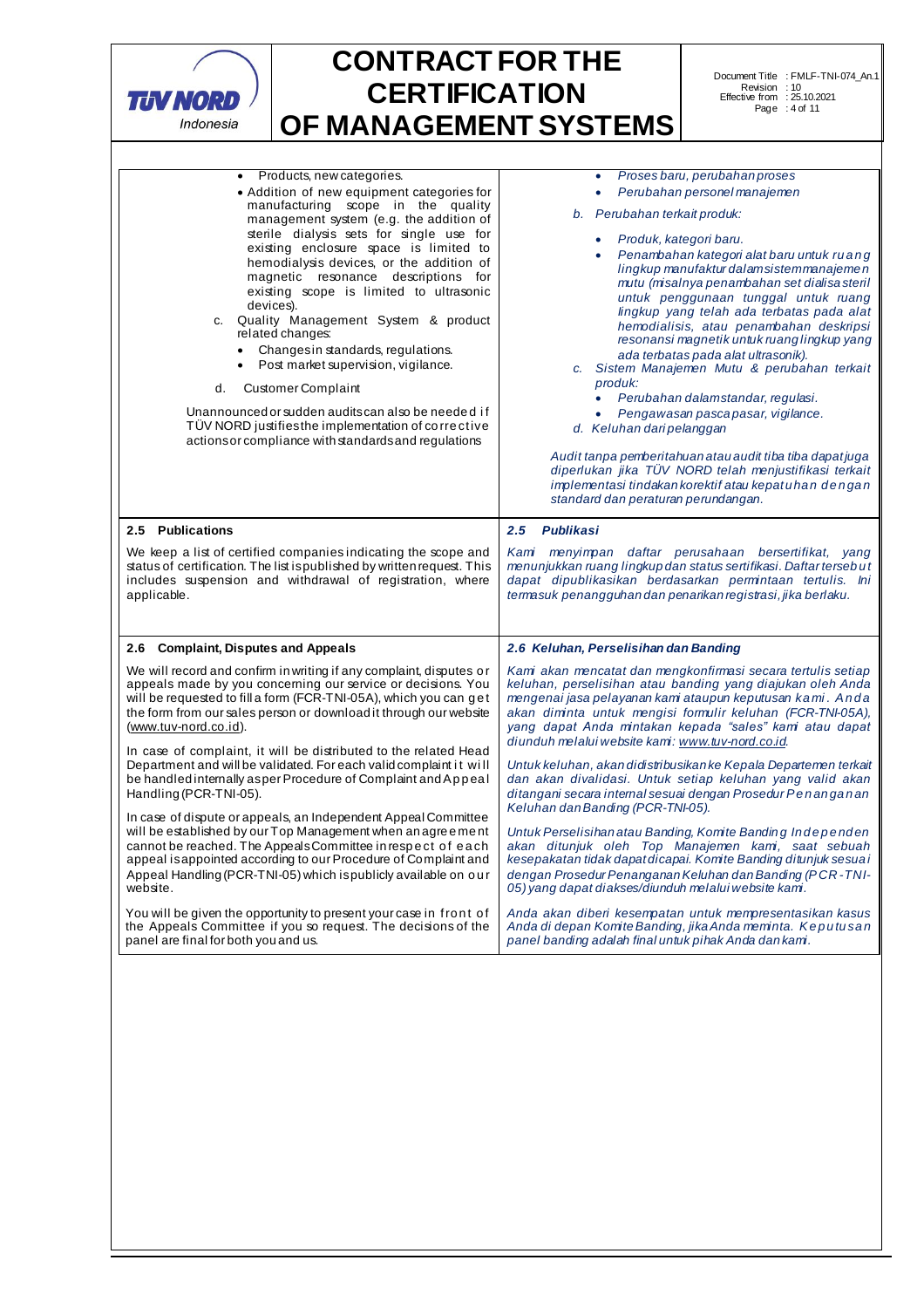| | |
|---|---|
| • Products, new categories.<br>• Addition of new equipment categories for manufacturing scope in the quality management system (e.g. the addition of sterile dialysis sets for single use for existing enclosure space is limited to hemodialysis devices, or the addition of magnetic resonance descriptions for existing scope is limited to ultrasonic devices).<br>c. Quality Management System & product related changes:<br>• Changes in standards, regulations.<br>• Post market supervision, vigilance.<br>d. Customer Complaint<br><br>Unannounced or sudden audits can also be needed if TÜV NORD justifies the implementation of corrective actions or compliance with standards and regulations | • *Proses baru, perubahan proses*<br>• *Perubahan personel manajemen*<br>*b. Perubahan terkait produk:*<br>• *Produk, kategori baru.*<br>• *Penambahan kategori alat baru untuk ruang lingkup manufaktur dalam sistem manajemen mutu (misalnya penambahan set dialisa steril untuk penggunaan tunggal untuk ruang lingkup yang telah ada terbatas pada alat hemodialisis, atau penambahan deskripsi resonansi magnetik untuk ruang lingkup yang ada terbatas pada alat ultrasonik).*<br>*c. Sistem Manajemen Mutu & perubahan terkait produk:*<br>• *Perubahan dalam standar, regulasi.*<br>• *Pengawasan pasca pasar, vigilance.*<br>*d. Keluhan dari pelanggan*<br><br>*Audit tanpa pemberitahuan atau audit tiba tiba dapat juga diperlukan jika TÜV NORD telah menjustifikasi terkait implementasi tindakan korektif atau kepatuhan dengan standard dan peraturan perundangan.* |
| **2.5 Publications**<br><br>We keep a list of certified companies indicating the scope and status of certification. The list is published by written request. This includes suspension and withdrawal of registration, where applicable. | ***2.5 Publikasi***<br><br>*Kami menyimpan daftar perusahaan bersertifikat, yang menunjukkan ruang lingkup dan status sertifikasi. Daftar tersebut dapat dipublikasikan berdasarkan permintaan tertulis. Ini termasuk penangguhan dan penarikan registrasi, jika berlaku.* |
| **2.6 Complaint, Disputes and Appeals**<br><br>We will record and confirm in writing if any complaint, disputes or appeals made by you concerning our service or decisions. You will be requested to fill a form (FCR-TNI-05A), which you can get the form from our sales person or download it through our website (www.tuv-nord.co.id).<br><br>In case of complaint, it will be distributed to the related Head Department and will be validated. For each valid complaint it will be handled internally as per Procedure of Complaint and Appeal Handling (PCR-TNI-05).<br><br>In case of dispute or appeals, an Independent Appeal Committee will be established by our Top Management when an agreement cannot be reached. The Appeals Committee in respect of each appeal is appointed according to our Procedure of Complaint and Appeal Handling (PCR-TNI-05) which is publicly available on our website.<br><br>You will be given the opportunity to present your case in front of the Appeals Committee if you so request. The decisions of the panel are final for both you and us. | ***2.6 Keluhan, Perselisihan dan Banding***<br><br>*Kami akan mencatat dan mengkonfirmasi secara tertulis setiap keluhan, perselisihan atau banding yang diajukan oleh Anda mengenai jasa pelayanan kami ataupun keputusan kami. Anda akan diminta untuk mengisi formulir keluhan (FCR-TNI-05A), yang dapat Anda mintakan kepada "sales" kami atau dapat diunduh melalui website kami: www.tuv-nord.co.id.*<br><br>*Untuk keluhan, akan didistribusikan ke Kepala Departemen terkait dan akan divalidasi. Untuk setiap keluhan yang valid akan ditangani secara internal sesuai dengan Prosedur Penanganan Keluhan dan Banding (PCR-TNI-05).*<br><br>*Untuk Perselisihan atau Banding, Komite Banding Independen akan ditunjuk oleh Top Manajemen kami, saat sebuah kesepakatan tidak dapat dicapai. Komite Banding ditunjuk sesuai dengan Prosedur Penanganan Keluhan dan Banding (PCR-TNI-05) yang dapat diakses/diunduh melalui website kami.*<br><br>*Anda akan diberi kesempatan untuk mempresentasikan kasus Anda di depan Komite Banding, jika Anda meminta. Keputusan panel banding adalah final untuk pihak Anda dan kami.* |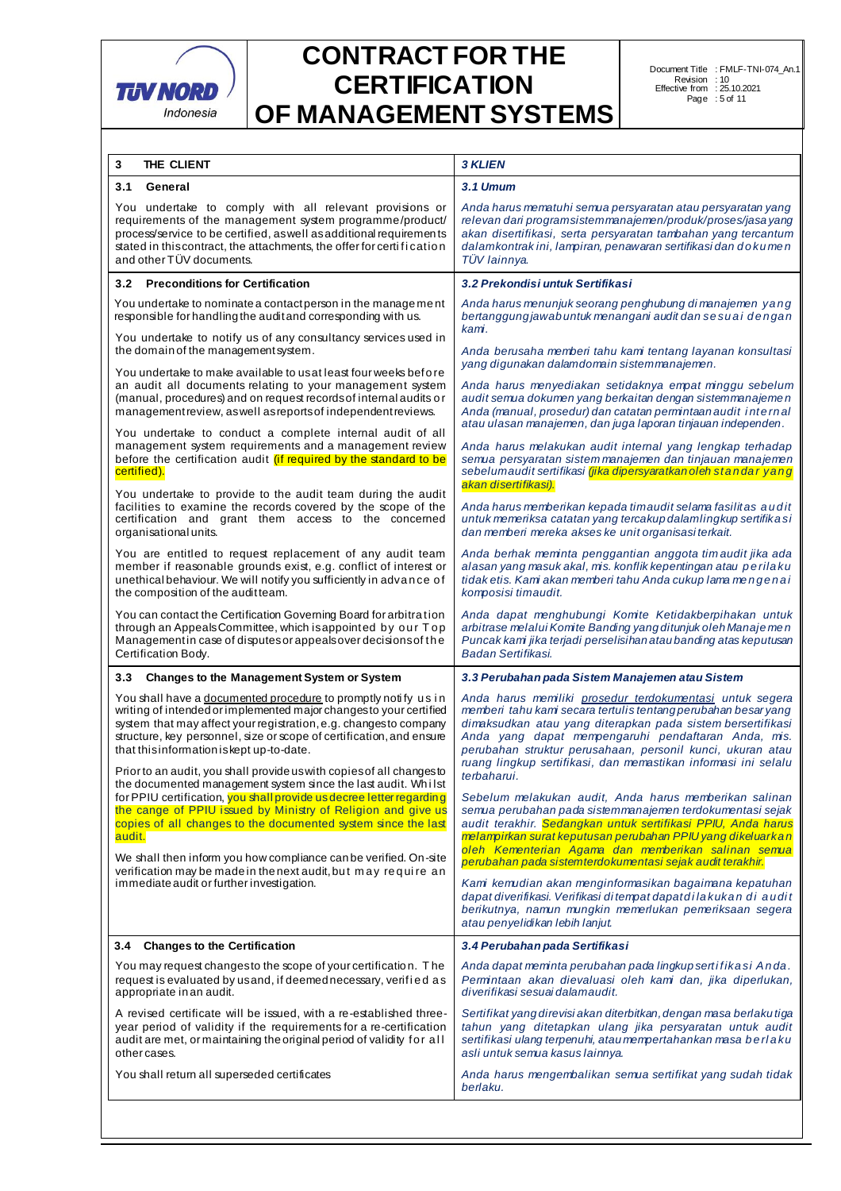| 3 THE CLIENT | *3 KLIEN* |
|---|---|
| **3.1 General** | ***3.1 Umum*** |
| You undertake to comply with all relevant provisions or requirements of the management system programme/product/ process/service to be certified, as well as additional requirements stated in this contract, the attachments, the offer for certification and other TÜV documents. | *Anda harus mematuhi semua persyaratan atau persyaratan yang relevan dari program sistem manajemen/produk/proses/jasa yang akan disertifikasi, serta persyaratan tambahan yang tercantum dalam kontrak ini, lampiran, penawaran sertifikasi dan dokumen TÜV lainnya.* |
| **3.2 Preconditions for Certification** | ***3.2 Prekondisi untuk Sertifikasi*** |
| You undertake to nominate a contact person in the management responsible for handling the audit and corresponding with us.<br><br>You undertake to notify us of any consultancy services used in the domain of the management system.<br><br>You undertake to make available to us at least four weeks before an audit all documents relating to your management system (manual, procedures) and on request records of internal audits or management review, as well as reports of independent reviews.<br><br>You undertake to conduct a complete internal audit of all management system requirements and a management review before the certification audit (if required by the standard to be certified).<br><br>You undertake to provide to the audit team during the audit facilities to examine the records covered by the scope of the certification and grant them access to the concerned organisational units.<br><br>You are entitled to request replacement of any audit team member if reasonable grounds exist, e.g. conflict of interest or unethical behaviour. We will notify you sufficiently in advance of the composition of the audit team.<br><br>You can contact the Certification Governing Board for arbitration through an Appeals Committee, which is appointed by our Top Management in case of disputes or appeals over decisions of the Certification Body. | *Anda harus menunjuk seorang penghubung di manajemen yang bertanggung jawab untuk menangani audit dan sesuai dengan kami.*<br><br>*Anda berusaha memberi tahu kami tentang layanan konsultasi yang digunakan dalam domain sistem manajemen.*<br><br>*Anda harus menyediakan setidaknya empat minggu sebelum audit semua dokumen yang berkaitan dengan sistem manajemen Anda (manual, prosedur) dan catatan permintaan audit internal atau ulasan manajemen, dan juga laporan tinjauan independen.*<br><br>*Anda harus melakukan audit internal yang lengkap terhadap semua persyaratan sistem manajemen dan tinjauan manajemen sebelum audit sertifikasi (jika dipersyaratkan oleh standar yang akan disertifikasi).*<br><br>*Anda harus memberikan kepada tim audit selama fasilitas audit untuk memeriksa catatan yang tercakup dalam lingkup sertifikasi dan memberi mereka akses ke unit organisasi terkait.*<br><br>*Anda berhak meminta penggantian anggota tim audit jika ada alasan yang masuk akal, mis. konflik kepentingan atau perilaku tidak etis. Kami akan memberi tahu Anda cukup lama mengenai komposisi tim audit.*<br><br>*Anda dapat menghubungi Komite Ketidakberpihakan untuk arbitrase melalui Komite Banding yang ditunjuk oleh Manajemen Puncak kami jika terjadi perselisihan atau banding atas keputusan Badan Sertifikasi.* |
| **3.3 Changes to the Management System or System** | ***3.3 Perubahan pada Sistem Manajemen atau Sistem*** |
| You shall have a documented procedure to promptly notify us in writing of intended or implemented major changes to your certified system that may affect your registration, e.g. changes to company structure, key personnel, size or scope of certification, and ensure that this information is kept up-to-date.<br><br>Prior to an audit, you shall provide us with copies of all changes to the documented management system since the last audit. Whilst for PPIU certification, you shall provide us decree letter regarding the cange of PPIU issued by Ministry of Religion and give us copies of all changes to the documented system since the last audit.<br><br>We shall then inform you how compliance can be verified. On-site verification may be made in the next audit, but may require an immediate audit or further investigation. | *Anda harus memiliki prosedur terdokumentasi untuk segera memberi tahu kami secara tertulis tentang perubahan besar yang dimaksudkan atau yang diterapkan pada sistem bersertifikasi Anda yang dapat mempengaruhi pendaftaran Anda, mis. perubahan struktur perusahaan, personil kunci, ukuran atau ruang lingkup sertifikasi, dan memastikan informasi ini selalu terbaharui.*<br><br>*Sebelum melakukan audit, Anda harus memberikan salinan semua perubahan pada sistem manajemen terdokumentasi sejak audit terakhir. Sedangkan untuk sertifikasi PPIU, Anda harus melampirkan surat keputusan perubahan PPIU yang dikeluarkan oleh Kementerian Agama dan memberikan salinan semua perubahan pada sistem terdokumentasi sejak audit terakhir.*<br><br>*Kami kemudian akan menginformasikan bagaimana kepatuhan dapat diverifikasi. Verifikasi di tempat dapat dilakukan di audit berikutnya, namun mungkin memerlukan pemeriksaan segera atau penyelidikan lebih lanjut.* |
| **3.4 Changes to the Certification** | ***3.4 Perubahan pada Sertifikasi*** |
| You may request changes to the scope of your certification. The request is evaluated by us and, if deemed necessary, verified as appropriate in an audit.<br><br>A revised certificate will be issued, with a re-established three-year period of validity if the requirements for a re-certification audit are met, or maintaining the original period of validity for all other cases.<br><br>You shall return all superseded certificates | *Anda dapat meminta perubahan pada lingkup sertifikasi Anda. Permintaan akan dievaluasi oleh kami dan, jika diperlukan, diverifikasi sesuai dalam audit.*<br><br>*Sertifikat yang direvisi akan diterbitkan, dengan masa berlaku tiga tahun yang ditetapkan ulang jika persyaratan untuk audit sertifikasi ulang terpenuhi, atau mempertahankan masa berlaku asli untuk semua kasus lainnya.*<br><br>*Anda harus mengembalikan semua sertifikat yang sudah tidak berlaku.* |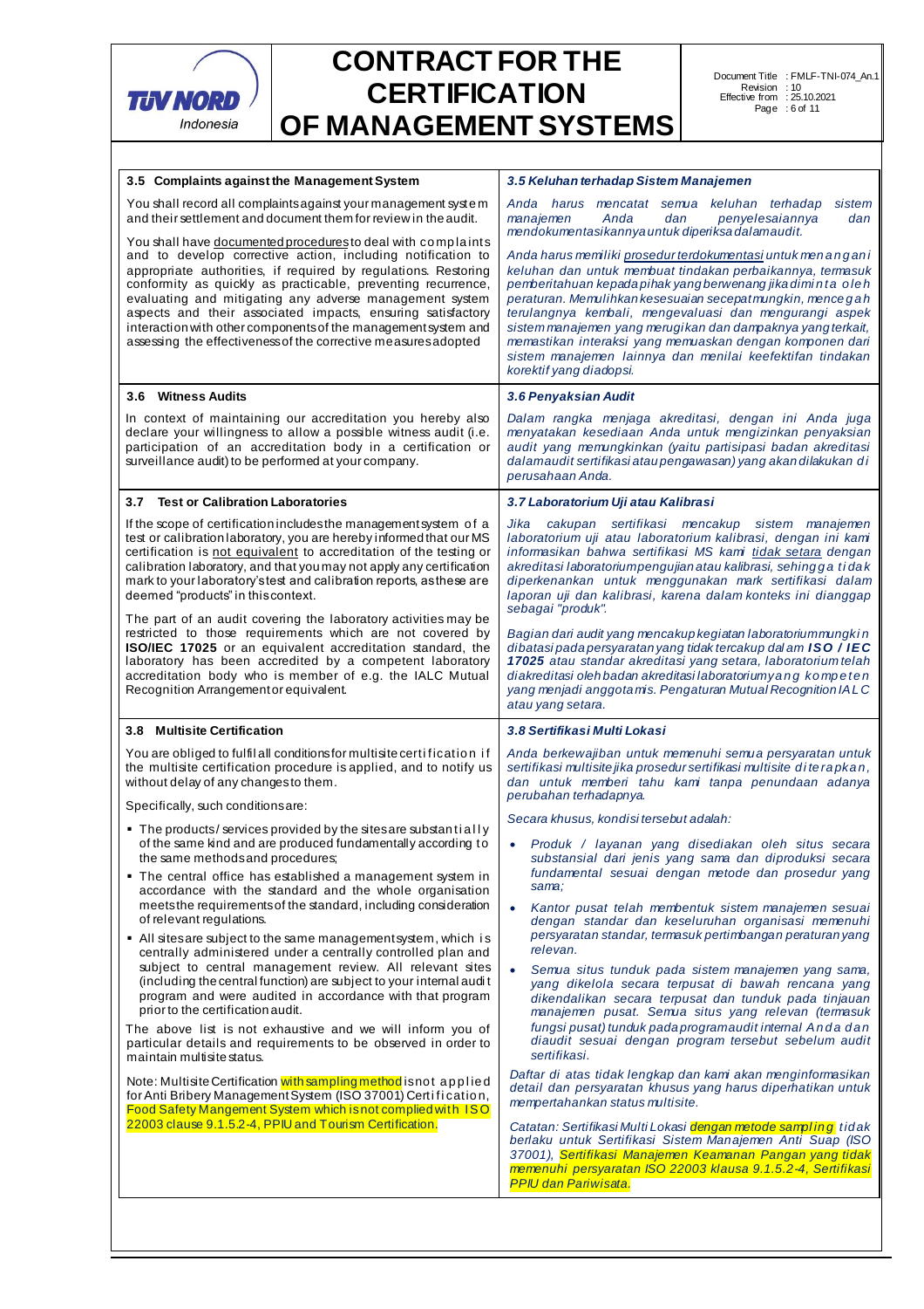| 3.5 Complaints against the Management System | *3.5 Keluhan terhadap Sistem Manajemen* |
|---|---|
| You shall record all complaints against your management system and their settlement and document them for review in the audit.<br><br>You shall have documented procedures to deal with complaints and to develop corrective action, including notification to appropriate authorities, if required by regulations. Restoring conformity as quickly as practicable, preventing recurrence, evaluating and mitigating any adverse management system aspects and their associated impacts, ensuring satisfactory interaction with other components of the management system and assessing the effectiveness of the corrective measures adopted | *Anda harus mencatat semua keluhan terhadap sistem manajemen Anda dan penyelesaiannya dan mendokumentasikannya untuk diperiksa dalam audit.*<br><br>*Anda harus memiliki prosedur terdokumentasi untuk menangani keluhan dan untuk membuat tindakan perbaikannya, termasuk pemberitahuan kepada pihak yang berwenang jika diminta oleh peraturan. Memulihkan kesesuaian secepat mungkin, mencegah terulangnya kembali, mengevaluasi dan mengurangi aspek sistem manajemen yang merugikan dan dampaknya yang terkait, memastikan interaksi yang memuaskan dengan komponen dari sistem manajemen lainnya dan menilai keefektifan tindakan korektif yang diadopsi.* |
| **3.6 Witness Audits** | ***3.6 Penyaksian Audit*** |
| In context of maintaining our accreditation you hereby also declare your willingness to allow a possible witness audit (i.e. participation of an accreditation body in a certification or surveillance audit) to be performed at your company. | *Dalam rangka menjaga akreditasi, dengan ini Anda juga menyatakan kesediaan Anda untuk mengizinkan penyaksian audit yang memungkinkan (yaitu partisipasi badan akreditasi dalam audit sertifikasi atau pengawasan) yang akan dilakukan di perusahaan Anda.* |
| **3.7 Test or Calibration Laboratories** | ***3.7 Laboratorium Uji atau Kalibrasi*** |
| If the scope of certification includes the management system of a test or calibration laboratory, you are hereby informed that our MS certification is not equivalent to accreditation of the testing or calibration laboratory, and that you may not apply any certification mark to your laboratory's test and calibration reports, as these are deemed "products" in this context.<br><br>The part of an audit covering the laboratory activities may be restricted to those requirements which are not covered by **ISO/IEC 17025** or an equivalent accreditation standard, the laboratory has been accredited by a competent laboratory accreditation body who is member of e.g. the IALC Mutual Recognition Arrangement or equivalent. | *Jika cakupan sertifikasi mencakup sistem manajemen laboratorium uji atau laboratorium kalibrasi, dengan ini kami informasikan bahwa sertifikasi MS kami tidak setara dengan akreditasi laboratorium pengujian atau kalibrasi, sehingga tidak diperkenankan untuk menggunakan mark sertifikasi dalam laporan uji dan kalibrasi, karena dalam konteks ini dianggap sebagai "produk".*<br><br>*Bagian dari audit yang mencakup kegiatan laboratorium mungkin dibatasi pada persyaratan yang tidak tercakup dalam **ISO / IEC 17025** atau standar akreditasi yang setara, laboratorium telah diakreditasi oleh badan akreditasi laboratorium yang kompeten yang menjadi anggota mis. Pengaturan Mutual Recognition IALC atau yang setara.* |
| **3.8 Multisite Certification** | ***3.8 Sertifikasi Multi Lokasi*** |
| You are obliged to fulfil all conditions for multisite certification if the multisite certification procedure is applied, and to notify us without delay of any changes to them.<br><br>Specifically, such conditions are:<br><br>▪ The products/ services provided by the sites are substantially of the same kind and are produced fundamentally according to the same methods and procedures;<br>▪ The central office has established a management system in accordance with the standard and the whole organisation meets the requirements of the standard, including consideration of relevant regulations.<br>▪ All sites are subject to the same management system, which is centrally administered under a centrally controlled plan and subject to central management review. All relevant sites (including the central function) are subject to your internal audit program and were audited in accordance with that program prior to the certification audit.<br><br>The above list is not exhaustive and we will inform you of particular details and requirements to be observed in order to maintain multisite status.<br><br>Note: Multisite Certification with sampling method is not applied for Anti Bribery Management System (ISO 37001) Certification, Food Safety Mangement System which is not complied with ISO 22003 clause 9.1.5.2-4, PPIU and Tourism Certification. | *Anda berkewajiban untuk memenuhi semua persyaratan untuk sertifikasi multisite jika prosedur sertifikasi multisite diterapkan, dan untuk memberi tahu kami tanpa penundaan adanya perubahan terhadapnya.*<br><br>*Secara khusus, kondisi tersebut adalah:*<br><br>• *Produk / layanan yang disediakan oleh situs secara substansial dari jenis yang sama dan diproduksi secara fundamental sesuai dengan metode dan prosedur yang sama;*<br>• *Kantor pusat telah membentuk sistem manajemen sesuai dengan standar dan keseluruhan organisasi memenuhi persyaratan standar, termasuk pertimbangan peraturan yang relevan.*<br>• *Semua situs tunduk pada sistem manajemen yang sama, yang dikelola secara terpusat di bawah rencana yang dikendalikan secara terpusat dan tunduk pada tinjauan manajemen pusat. Semua situs yang relevan (termasuk fungsi pusat) tunduk pada program audit internal Anda dan diaudit sesuai dengan program tersebut sebelum audit sertifikasi.*<br><br>*Daftar di atas tidak lengkap dan kami akan menginformasikan detail dan persyaratan khusus yang harus diperhatikan untuk mempertahankan status multisite.*<br><br>*Catatan: Sertifikasi Multi Lokasi dengan metode sampling tidak berlaku untuk Sertifikasi Sistem Manajemen Anti Suap (ISO 37001), Sertifikasi Manajemen Keamanan Pangan yang tidak memenuhi persyaratan ISO 22003 klausa 9.1.5.2-4, Sertifikasi PPIU dan Pariwisata.* |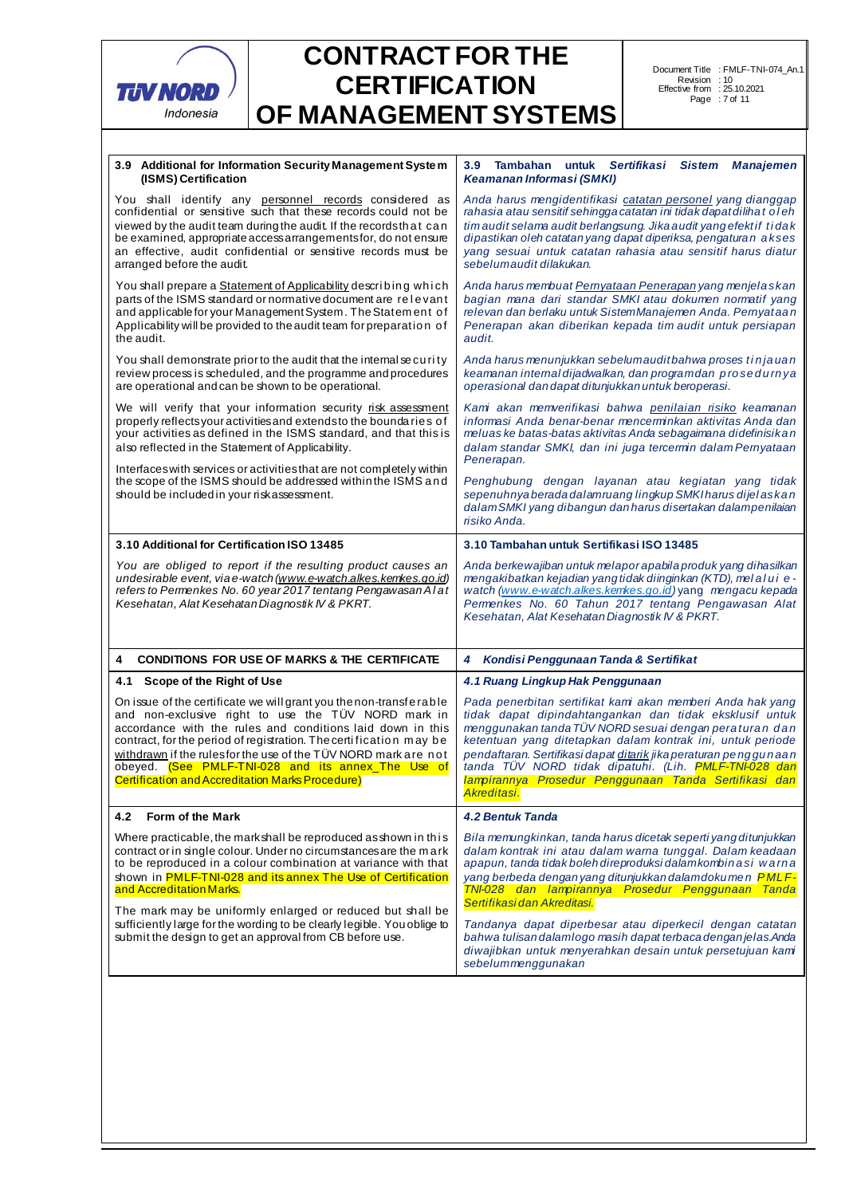| 3.9 Additional for Information Security Management System (ISMS) Certification | 3.9 *Tambahan untuk Sertifikasi Sistem Manajemen Keamanan Informasi (SMKI)* |
|---|---|
| You shall identify any personnel records considered as confidential or sensitive such that these records could not be viewed by the audit team during the audit. If the records that can be examined, appropriate access arrangements for, do not ensure an effective, audit confidential or sensitive records must be arranged before the audit. | *Anda harus mengidentifikasi catatan personel yang dianggap rahasia atau sensitif sehingga catatan ini tidak dapat dilihat oleh tim audit selama audit berlangsung. Jika audit yang efektif tidak dipastikan oleh catatan yang dapat diperiksa, pengaturan akses yang sesuai untuk catatan rahasia atau sensitif harus diatur sebelum audit dilakukan.* |
| You shall prepare a Statement of Applicability describing which parts of the ISMS standard or normative document are relevant and applicable for your Management System. The Statement of Applicability will be provided to the audit team for preparation of the audit. | *Anda harus membuat Pernyataan Penerapan yang menjelaskan bagian mana dari standar SMKI atau dokumen normatif yang relevan dan berlaku untuk Sistem Manajemen Anda. Pernyataan Penerapan akan diberikan kepada tim audit untuk persiapan audit.* |
| You shall demonstrate prior to the audit that the internal security review process is scheduled, and the programme and procedures are operational and can be shown to be operational. | *Anda harus menunjukkan sebelum audit bahwa proses tinjauan keamanan internal dijadwalkan, dan program dan prosedurnya operasional dan dapat ditunjukkan untuk beroperasi.* |
| We will verify that your information security risk assessment properly reflects your activities and extends to the boundaries of your activities as defined in the ISMS standard, and that this is also reflected in the Statement of Applicability.<br><br>Interfaces with services or activities that are not completely within the scope of the ISMS should be addressed within the ISMS and should be included in your risk assessment. | *Kami akan memverifikasi bahwa penilaian risiko keamanan informasi Anda benar-benar mencerminkan aktivitas Anda dan meluas ke batas-batas aktivitas Anda sebagaimana didefinisikan dalam standar SMKI, dan ini juga tercermin dalam Pernyataan Penerapan.*<br><br>*Penghubung dengan layanan atau kegiatan yang tidak sepenuhnya berada dalam ruang lingkup SMKI harus dijelaskan dalam SMKI yang dibangun dan harus disertakan dalam penilaian risiko Anda.* |
| **3.10 Additional for Certification ISO 13485** | **3.10 Tambahan untuk Sertifikasi ISO 13485** |
| *You are obliged to report if the resulting product causes an undesirable event, via e-watch (www.e-watch.alkes.kemkes.go.id) refers to Permenkes No. 60 year 2017 tentang Pengawasan Alat Kesehatan, Alat Kesehatan Diagnostik IV & PKRT.* | *Anda berkewajiban untuk melapor apabila produk yang dihasilkan mengakibatkan kejadian yang tidak diinginkan (KTD), melalui e-watch (www.e-watch.alkes.kemkes.go.id) yang mengacu kepada Permenkes No. 60 Tahun 2017 tentang Pengawasan Alat Kesehatan, Alat Kesehatan Diagnostik IV & PKRT.* |
| **4 CONDITIONS FOR USE OF MARKS & THE CERTIFICATE** | ***4 Kondisi Penggunaan Tanda & Sertifikat*** |
| **4.1 Scope of the Right of Use** | ***4.1 Ruang Lingkup Hak Penggunaan*** |
| On issue of the certificate we will grant you the non-transferable and non-exclusive right to use the TÜV NORD mark in accordance with the rules and conditions laid down in this contract, for the period of registration. The certification may be withdrawn if the rules for the use of the TÜV NORD mark are not obeyed. (See PMLF-TNI-028 and its annex_The Use of Certification and Accreditation Marks Procedure) | *Pada penerbitan sertifikat kami akan memberi Anda hak yang tidak dapat dipindahtangankan dan tidak eksklusif untuk menggunakan tanda TÜV NORD sesuai dengan peraturan dan ketentuan yang ditetapkan dalam kontrak ini, untuk periode pendaftaran. Sertifikasi dapat ditarik jika peraturan penggunaan tanda TÜV NORD tidak dipatuhi. (Lih. PMLF-TNI-028 dan lampirannya Prosedur Penggunaan Tanda Sertifikasi dan Akreditasi.* |
| **4.2 Form of the Mark** | ***4.2 Bentuk Tanda*** |
| Where practicable, the mark shall be reproduced as shown in this contract or in single colour. Under no circumstances are the mark to be reproduced in a colour combination at variance with that shown in PMLF-TNI-028 and its annex The Use of Certification and Accreditation Marks.<br><br>The mark may be uniformly enlarged or reduced but shall be sufficiently large for the wording to be clearly legible. You oblige to submit the design to get an approval from CB before use. | *Bila memungkinkan, tanda harus dicetak seperti yang ditunjukkan dalam kontrak ini atau dalam warna tunggal. Dalam keadaan apapun, tanda tidak boleh direproduksi dalam kombinasi warna yang berbeda dengan yang ditunjukkan dalam dokumen PMLF-TNI-028 dan lampirannya Prosedur Penggunaan Tanda Sertifikasi dan Akreditasi.*<br><br>*Tandanya dapat diperbesar atau diperkecil dengan catatan bahwa tulisan dalam logo masih dapat terbaca dengan jelas. Anda diwajibkan untuk menyerahkan desain untuk persetujuan kami sebelum menggunakan* |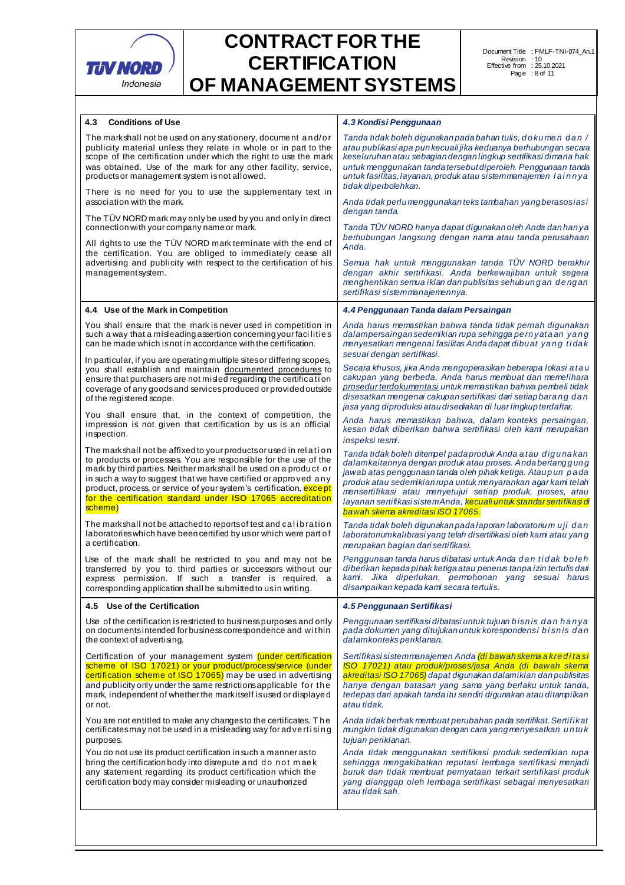### 4.3 Conditions of Use

The mark shall not be used on any stationery, document and/or publicity material unless they relate in whole or in part to the scope of the certification under which the right to use the mark was obtained. Use of the mark for any other facility, service, products or management system is not allowed.

There is no need for you to use the supplementary text in association with the mark.

The TÜV NORD mark may only be used by you and only in direct connection with your company name or mark.

All rights to use the TÜV NORD mark terminate with the end of the certification. You are obliged to immediately cease all advertising and publicity with respect to the certification of his management system.

### *4.3 Kondisi Penggunaan*

*Tanda tidak boleh digunakan pada bahan tulis, dokumen dan / atau publikasi apa pun kecuali jika keduanya berhubungan secara keseluruhan atau sebagian dengan lingkup sertifikasi dimana hak untuk menggunakan tanda tersebut diperoleh. Penggunaan tanda untuk fasilitas, layanan, produk atau sistem manajemen lainnya tidak diperbolehkan.*

*Anda tidak perlu menggunakan teks tambahan yang berasosiasi dengan tanda.*

*Tanda TÜV NORD hanya dapat digunakan oleh Anda dan hanya berhubungan langsung dengan nama atau tanda perusahaan Anda.*

*Semua hak untuk menggunakan tanda TÜV NORD berakhir dengan akhir sertifikasi. Anda berkewajiban untuk segera menghentikan semua iklan dan publisitas sehubungan dengan sertifikasi sistem manajemennya.*

### 4.4 Use of the Mark in Competition

You shall ensure that the mark is never used in competition in such a way that a misleading assertion concerning your facilities can be made which is not in accordance with the certification.

In particular, if you are operating multiple sites or differing scopes, you shall establish and maintain documented procedures to ensure that purchasers are not misled regarding the certification coverage of any goods and services produced or provided outside of the registered scope.

You shall ensure that, in the context of competition, the impression is not given that certification by us is an official inspection.

The mark shall not be affixed to your products or used in relation to products or processes. You are responsible for the use of the mark by third parties. Neither mark shall be used on a product or in such a way to suggest that we have certified or approved any product, process, or service of your system's certification, except for the certification standard under ISO 17065 accreditation scheme)

The mark shall not be attached to reports of test and calibration laboratories which have been certified by us or which were part of a certification.

Use of the mark shall be restricted to you and may not be transferred by you to third parties or successors without our express permission. If such a transfer is required, a corresponding application shall be submitted to us in writing.

### *4.4 Penggunaan Tanda dalam Persaingan*

*Anda harus memastikan bahwa tanda tidak pernah digunakan dalam persaingan sedemikian rupa sehingga pernyataan yang menyesatkan mengenai fasilitas Anda dapat dibuat yang tidak sesuai dengan sertifikasi.*

*Secara khusus, jika Anda mengoperasikan beberapa lokasi atau cakupan yang berbeda, Anda harus membuat dan memelihara prosedur terdokumentasi untuk memastikan bahwa pembeli tidak disesatkan mengenai cakupan sertifikasi dari setiap barang dan jasa yang diproduksi atau disediakan di luar lingkup terdaftar.*

*Anda harus memastikan bahwa, dalam konteks persaingan, kesan tidak diberikan bahwa sertifikasi oleh kami merupakan inspeksi resmi.*

*Tanda tidak boleh ditempel pada produk Anda atau digunakan dalam kaitannya dengan produk atau proses. Anda bertanggung jawab atas penggunaan tanda oleh pihak ketiga. Ataupun pada produk atau sedemikian rupa untuk menyarankan agar kami telah mensertifikasi atau menyetujui setiap produk, proses, atau layanan sertifikasi sistem Anda, kecuali untuk standar sertifikasi di bawah skema akreditasi ISO 17065.*

*Tanda tidak boleh digunakan pada laporan laboratorium uji dan laboratorium kalibrasi yang telah disertifikasi oleh kami atau yang merupakan bagian dari sertifikasi.*

*Penggunaan tanda harus dibatasi untuk Anda dan tidak boleh diberikan kepada pihak ketiga atau penerus tanpa izin tertulis dari kami. Jika diperlukan, permohonan yang sesuai harus disampaikan kepada kami secara tertulis.*

### 4.5 Use of the Certification

Use of the certification is restricted to business purposes and only on documents intended for business correspondence and within the context of advertising.

Certification of your management system (under certification scheme of ISO 17021) or your product/process/service (under certification scheme of ISO 17065) may be used in advertising and publicity only under the same restrictions applicable for the mark, independent of whether the mark itself is used or displayed or not.

You are not entitled to make any changes to the certificates. The certificates may not be used in a misleading way for advertising purposes.

You do not use its product certification in such a manner as to bring the certification body into disrepute and do not maek any statement regarding its product certification which the certification body may consider misleading or unauthorized

### *4.5 Penggunaan Sertifikasi*

*Penggunaan sertifikasi dibatasi untuk tujuan bisnis dan hanya pada dokumen yang ditujukan untuk korespondensi bisnis dan dalam konteks periklanan.*

*Sertifikasi sistem manajemen Anda (di bawah skema akreditasi ISO 17021) atau produk/proses/jasa Anda (di bawah skema akreditasi ISO 17065) dapat digunakan dalam iklan dan publisitas hanya dengan batasan yang sama yang berlaku untuk tanda, terlepas dari apakah tanda itu sendiri digunakan atau ditampilkan atau tidak.*

*Anda tidak berhak membuat perubahan pada sertifikat. Sertifikat mungkin tidak digunakan dengan cara yang menyesatkan untuk tujuan periklanan.*

*Anda tidak menggunakan sertifikasi produk sedemikian rupa sehingga mengakibatkan reputasi lembaga sertifikasi menjadi buruk dan tidak membuat pernyataan terkait sertifikasi produk yang dianggap oleh lembaga sertifikasi sebagai menyesatkan atau tidak sah.*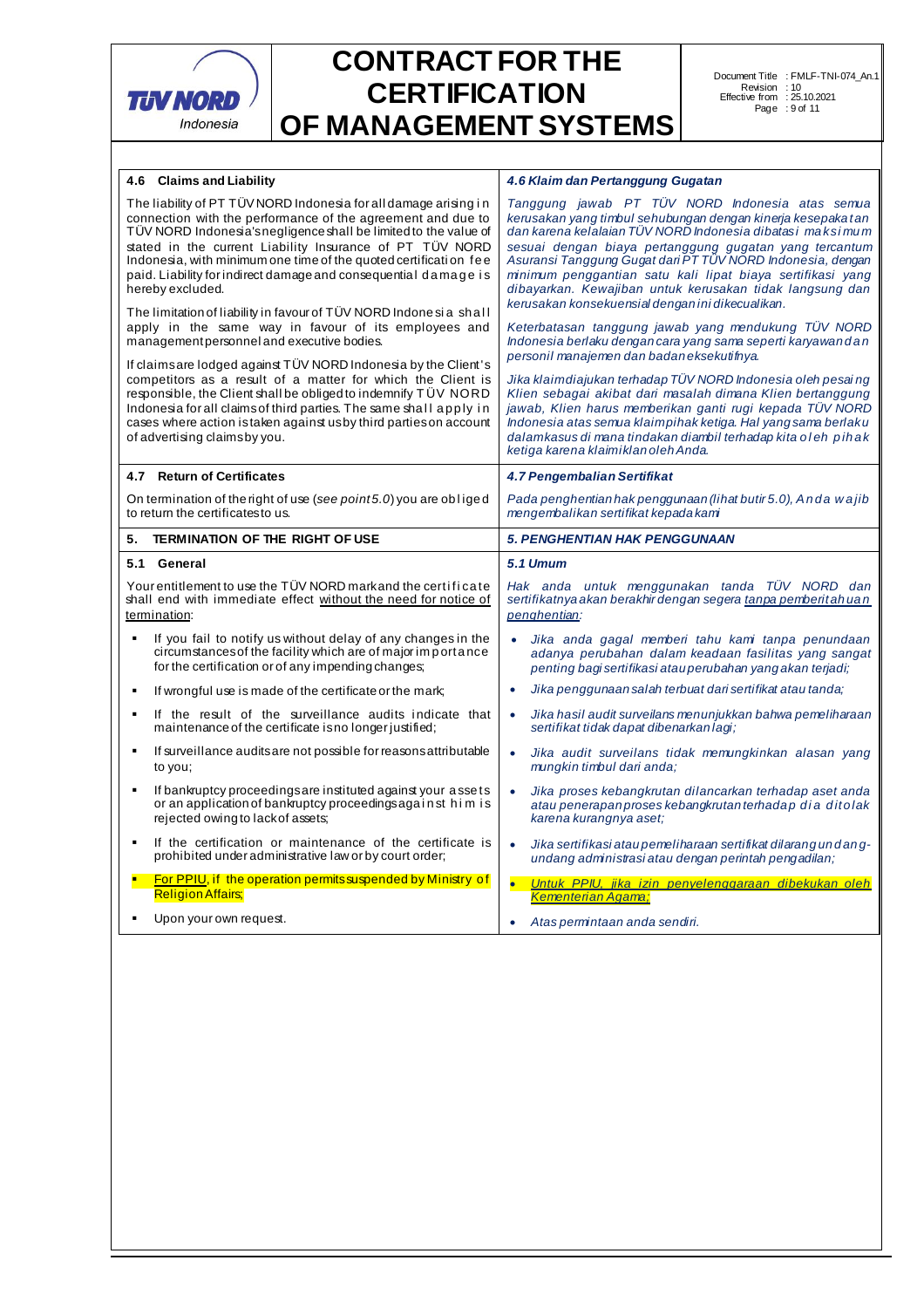| 4.6 Claims and Liability | *4.6 Klaim dan Pertanggung Gugatan* |
|---|---|
| The liability of PT TÜV NORD Indonesia for all damage arising in connection with the performance of the agreement and due to TÜV NORD Indonesia's negligence shall be limited to the value of stated in the current Liability Insurance of PT TÜV NORD Indonesia, with minimum one time of the quoted certification fee paid. Liability for indirect damage and consequential damage is hereby excluded.<br><br>The limitation of liability in favour of TÜV NORD Indonesia shall apply in the same way in favour of its employees and management personnel and executive bodies.<br><br>If claims are lodged against TÜV NORD Indonesia by the Client's competitors as a result of a matter for which the Client is responsible, the Client shall be obliged to indemnify TÜV NORD Indonesia for all claims of third parties. The same shall apply in cases where action is taken against us by third parties on account of advertising claims by you. | *Tanggung jawab PT TÜV NORD Indonesia atas semua kerusakan yang timbul sehubungan dengan kinerja kesepakatan dan karena kelalaian TÜV NORD Indonesia dibatasi maksimum sesuai dengan biaya pertanggung gugatan yang tercantum Asuransi Tanggung Gugat dari PT TÜV NORD Indonesia, dengan minimum penggantian satu kali lipat biaya sertifikasi yang dibayarkan. Kewajiban untuk kerusakan tidak langsung dan kerusakan konsekuensial dengan ini dikecualikan.*<br><br>*Keterbatasan tanggung jawab yang mendukung TÜV NORD Indonesia berlaku dengan cara yang sama seperti karyawan dan personil manajemen dan badan eksekutifnya.*<br><br>*Jika klaim diajukan terhadap TÜV NORD Indonesia oleh pesaing Klien sebagai akibat dari masalah dimana Klien bertanggung jawab, Klien harus memberikan ganti rugi kepada TÜV NORD Indonesia atas semua klaim pihak ketiga. Hal yang sama berlaku dalam kasus di mana tindakan diambil terhadap kita oleh pihak ketiga karena klaim iklan oleh Anda.* |
| **4.7 Return of Certificates** | ***4.7 Pengembalian Sertifikat*** |
| On termination of the right of use (*see point 5.0*) you are obliged to return the certificates to us. | *Pada penghentian hak penggunaan (lihat butir 5.0), Anda wajib mengembalikan sertifikat kepada kami* |
| **5. TERMINATION OF THE RIGHT OF USE** | ***5. PENGHENTIAN HAK PENGGUNAAN*** |
| **5.1 General** | ***5.1 Umum*** |
| Your entitlement to use the TÜV NORD mark and the certificate shall end with immediate effect without the need for notice of termination: | *Hak anda untuk menggunakan tanda TÜV NORD dan sertifikatnya akan berakhir dengan segera tanpa pemberitahuan penghentian:* |
| ▪ If you fail to notify us without delay of any changes in the circumstances of the facility which are of major importance for the certification or of any impending changes; | • *Jika anda gagal memberi tahu kami tanpa penundaan adanya perubahan dalam keadaan fasilitas yang sangat penting bagi sertifikasi atau perubahan yang akan terjadi;* |
| ▪ If wrongful use is made of the certificate or the mark; | • *Jika penggunaan salah terbuat dari sertifikat atau tanda;* |
| ▪ If the result of the surveillance audits indicate that maintenance of the certificate is no longer justified; | • *Jika hasil audit surveilans menunjukkan bahwa pemeliharaan sertifikat tidak dapat dibenarkan lagi;* |
| ▪ If surveillance audits are not possible for reasons attributable to you; | • *Jika audit surveilans tidak memungkinkan alasan yang mungkin timbul dari anda;* |
| ▪ If bankruptcy proceedings are instituted against your assets or an application of bankruptcy proceedings against him is rejected owing to lack of assets; | • *Jika proses kebangkrutan dilancarkan terhadap aset anda atau penerapan proses kebangkrutan terhadap dia ditolak karena kurangnya aset;* |
| ▪ If the certification or maintenance of the certificate is prohibited under administrative law or by court order; | • *Jika sertifikasi atau pemeliharaan sertifikat dilarang undang-undang administrasi atau dengan perintah pengadilan;* |
| ▪ For PPIU, if the operation permits suspended by Ministry of Religion Affairs; | • *Untuk PPIU, jika izin penyelenggaraan dibekukan oleh Kementerian Agama;* |
| ▪ Upon your own request. | • *Atas permintaan anda sendiri.* |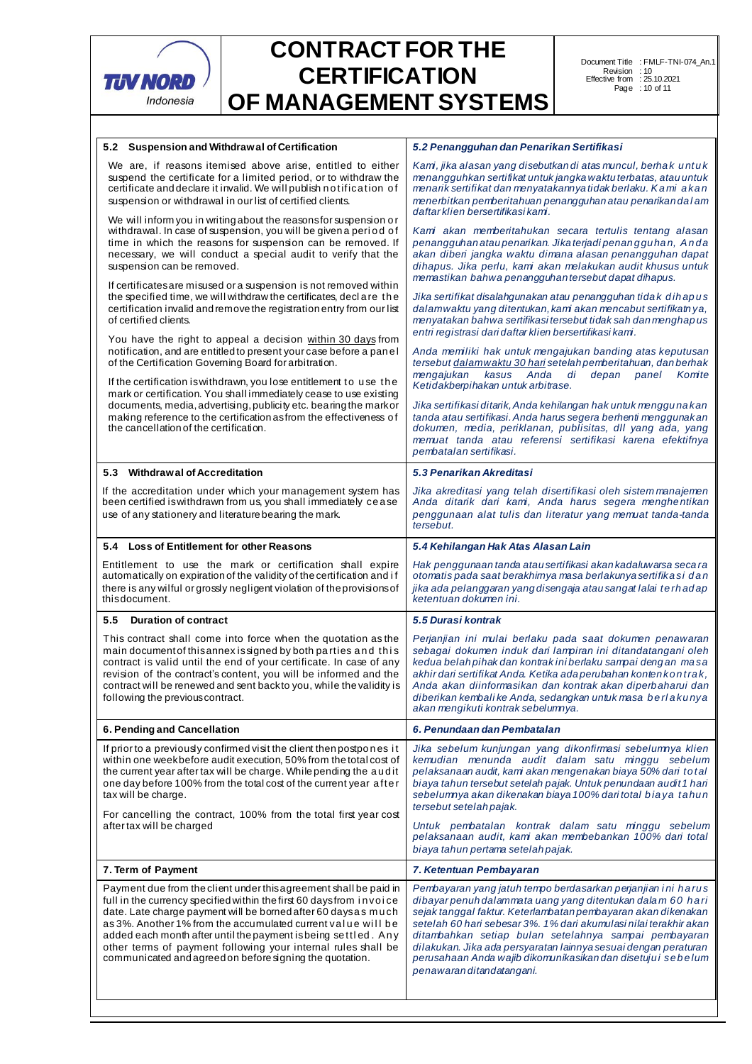| 5.2 Suspension and Withdrawal of Certification | *5.2 Penangguhan dan Penarikan Sertifikasi* |
|---|---|
| We are, if reasons itemised above arise, entitled to either suspend the certificate for a limited period, or to withdraw the certificate and declare it invalid. We will publish notification of suspension or withdrawal in our list of certified clients.<br><br>We will inform you in writing about the reasons for suspension or withdrawal. In case of suspension, you will be given a period of time in which the reasons for suspension can be removed. If necessary, we will conduct a special audit to verify that the suspension can be removed.<br><br>If certificates are misused or a suspension is not removed within the specified time, we will withdraw the certificates, declare the certification invalid and remove the registration entry from our list of certified clients.<br><br>You have the right to appeal a decision within 30 days from notification, and are entitled to present your case before a panel of the Certification Governing Board for arbitration.<br><br>If the certification is withdrawn, you lose entitlement to use the mark or certification. You shall immediately cease to use existing documents, media, advertising, publicity etc. bearing the mark or making reference to the certification as from the effectiveness of the cancellation of the certification. | *Kami, jika alasan yang disebutkan di atas muncul, berhak untuk menangguhkan sertifikat untuk jangka waktu terbatas, atau untuk menarik sertifikat dan menyatakannya tidak berlaku. Kami akan menerbitkan pemberitahuan penangguhan atau penarikan dalam daftar klien bersertifikasi kami.*<br><br>*Kami akan memberitahukan secara tertulis tentang alasan penangguhan atau penarikan. Jika terjadi penangguhan, Anda akan diberi jangka waktu dimana alasan penangguhan dapat dihapus. Jika perlu, kami akan melakukan audit khusus untuk memastikan bahwa penangguhan tersebut dapat dihapus.*<br><br>*Jika sertifikat disalahgunakan atau penangguhan tidak dihapus dalam waktu yang ditentukan, kami akan mencabut sertifikatnya, menyatakan bahwa sertifikasi tersebut tidak sah dan menghapus entri registrasi dari daftar klien bersertifikasi kami.*<br><br>*Anda memiliki hak untuk mengajukan banding atas keputusan tersebut dalam waktu 30 hari setelah pemberitahuan, dan berhak mengajukan kasus Anda di depan panel Komite Ketidakberpihakan untuk arbitrase.*<br><br>*Jika sertifikasi ditarik, Anda kehilangan hak untuk menggunakan tanda atau sertifikasi. Anda harus segera berhenti menggunakan dokumen, media, periklanan, publisitas, dll yang ada, yang memuat tanda atau referensi sertifikasi karena efektifnya pembatalan sertifikasi.* |
| **5.3 Withdrawal of Accreditation** | ***5.3 Penarikan Akreditasi*** |
| If the accreditation under which your management system has been certified is withdrawn from us, you shall immediately cease use of any stationery and literature bearing the mark. | *Jika akreditasi yang telah disertifikasi oleh sistem manajemen Anda ditarik dari kami, Anda harus segera menghentikan penggunaan alat tulis dan literatur yang memuat tanda-tanda tersebut.* |
| **5.4 Loss of Entitlement for other Reasons** | ***5.4 Kehilangan Hak Atas Alasan Lain*** |
| Entitlement to use the mark or certification shall expire automatically on expiration of the validity of the certification and if there is any wilful or grossly negligent violation of the provisions of this document. | *Hak penggunaan tanda atau sertifikasi akan kadaluwarsa secara otomatis pada saat berakhirnya masa berlakunya sertifikasi dan jika ada pelanggaran yang disengaja atau sangat lalai terhadap ketentuan dokumen ini.* |
| **5.5 Duration of contract** | ***5.5 Durasi kontrak*** |
| This contract shall come into force when the quotation as the main document of this annex is signed by both parties and this contract is valid until the end of your certificate. In case of any revision of the contract's content, you will be informed and the contract will be renewed and sent back to you, while the validity is following the previous contract. | *Perjanjian ini mulai berlaku pada saat dokumen penawaran sebagai dokumen induk dari lampiran ini ditandatangani oleh kedua belah pihak dan kontrak ini berlaku sampai dengan masa akhir dari sertifikat Anda. Ketika ada perubahan konten kontrak, Anda akan diinformasikan dan kontrak akan diperbaharui dan diberikan kembali ke Anda, sedangkan untuk masa berlakunya akan mengikuti kontrak sebelumnya.* |
| **6. Pending and Cancellation** | ***6. Penundaan dan Pembatalan*** |
| If prior to a previously confirmed visit the client then postpones it within one week before audit execution, 50% from the total cost of the current year after tax will be charge. While pending the audit one day before 100% from the total cost of the current year after tax will be charge.<br><br>For cancelling the contract, 100% from the total first year cost after tax will be charged | *Jika sebelum kunjungan yang dikonfirmasi sebelumnya klien kemudian menunda audit dalam satu minggu sebelum pelaksanaan audit, kami akan mengenakan biaya 50% dari total biaya tahun tersebut setelah pajak. Untuk penundaan audit 1 hari sebelumnya akan dikenakan biaya 100% dari total biaya tahun tersebut setelah pajak.*<br><br>*Untuk pembatalan kontrak dalam satu minggu sebelum pelaksanaan audit, kami akan membebankan 100% dari total biaya tahun pertama setelah pajak.* |
| **7. Term of Payment** | ***7. Ketentuan Pembayaran*** |
| Payment due from the client under this agreement shall be paid in full in the currency specified within the first 60 days from invoice date. Late charge payment will be borned after 60 days as much as 3%. Another 1% from the accumulated current value will be added each month after until the payment is being settled. Any other terms of payment following your internal rules shall be communicated and agreed on before signing the quotation. | *Pembayaran yang jatuh tempo berdasarkan perjanjian ini harus dibayar penuh dalam mata uang yang ditentukan dalam 60 hari sejak tanggal faktur. Keterlambatan pembayaran akan dikenakan setelah 60 hari sebesar 3%. 1% dari akumulasi nilai terakhir akan ditambahkan setiap bulan setelahnya sampai pembayaran dilakukan. Jika ada persyaratan lainnya sesuai dengan peraturan perusahaan Anda wajib dikomunikasikan dan disetujui sebelum penawaran ditandatangani.* |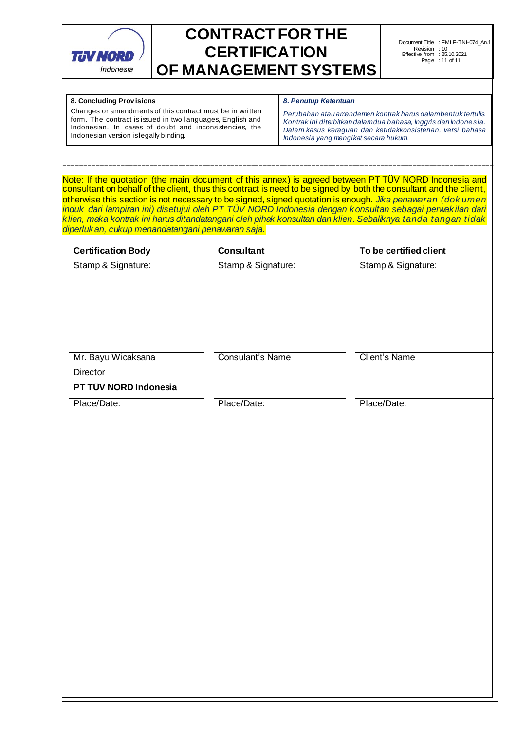| 8. Concluding Provisions | *8. Penutup Ketentuan* |
| --- | --- |
| Changes or amendments of this contract must be in written form. The contract is issued in two languages, English and Indonesian. In cases of doubt and inconsistencies, the Indonesian version is legally binding. | *Perubahan atau amandemen kontrak harus dalam bentuk tertulis. Kontrak ini diterbitkan dalam dua bahasa, Inggris dan Indonesia. Dalam kasus keraguan dan ketidakkonsistenan, versi bahasa Indonesia yang mengikat secara hukum.* |

Note: If the quotation (the main document of this annex) is agreed between PT TÜV NORD Indonesia and consultant on behalf of the client, thus this contract is need to be signed by both the consultant and the client, otherwise this section is not necessary to be signed, signed quotation is enough. *Jika penawaran (dokumen induk dari lampiran ini) disetujui oleh PT TÜV NORD Indonesia dengan konsultan sebagai perwakilan dari klien, maka kontrak ini harus ditandatangani oleh pihak konsultan dan klien. Sebaliknya tanda tangan tidak diperlukan, cukup menandatangani penawaran saja.*

| **Certification Body** | **Consultant** | **To be certified client** |
| --- | --- | --- |
| Stamp & Signature: | Stamp & Signature: | Stamp & Signature: |
| Mr. Bayu Wicaksana | Consulant's Name | Client's Name |
| Director | | |
| **PT TÜV NORD Indonesia** | | |
| Place/Date: | Place/Date: | Place/Date: |